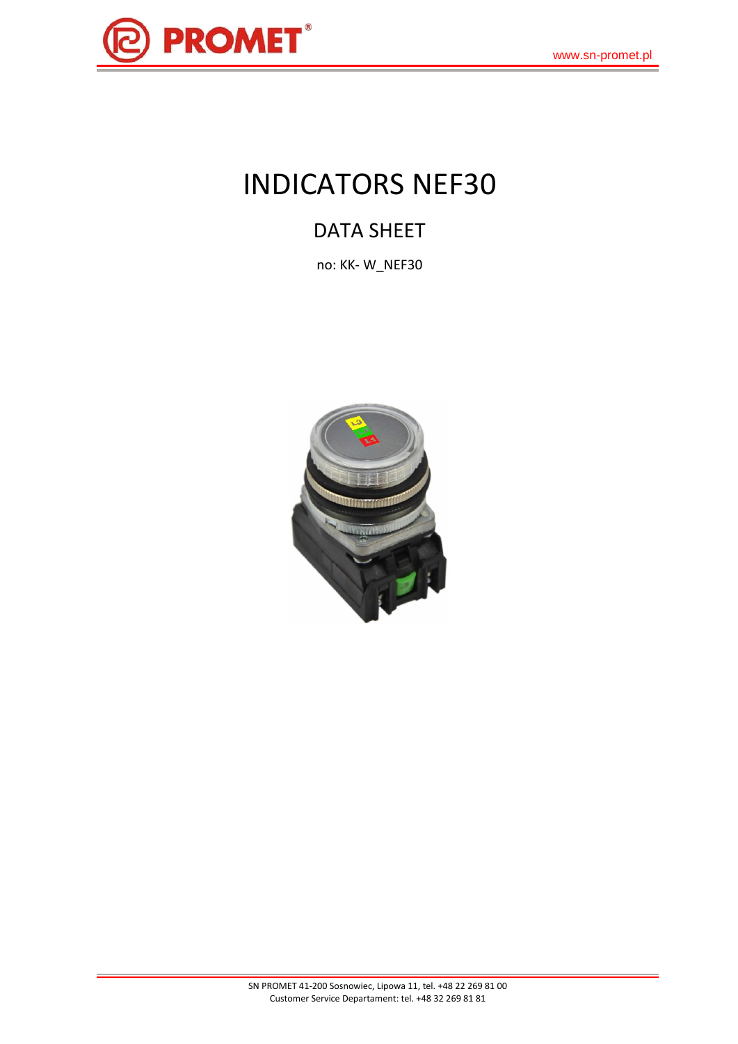# INDICATORS NEF30

## DATA SHEET

no: KK- W_NEF30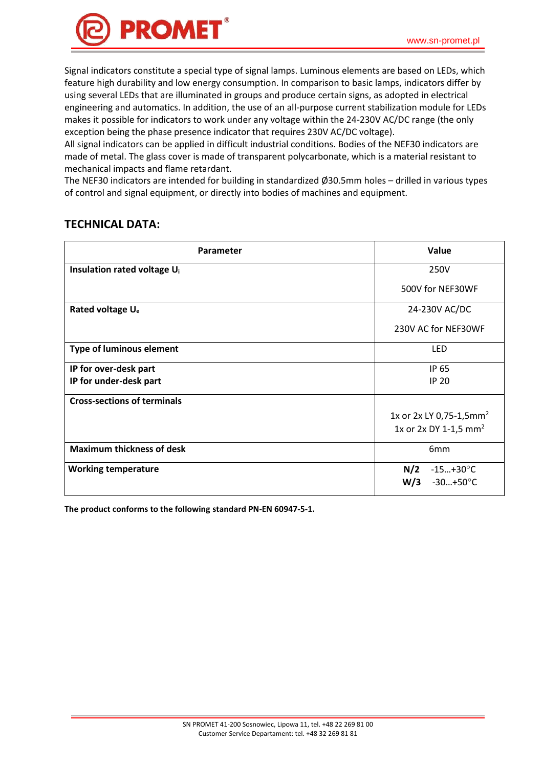Signal indicators constitute a special type of signal lamps. Luminous elements are based on LEDs, which feature high durability and low energy consumption. In comparison to basic lamps, indicators differ by using several LEDs that are illuminated in groups and produce certain signs, as adopted in electrical engineering and automatics. In addition, the use of an all-purpose current stabilization module for LEDs makes it possible for indicators to work under any voltage within the 24-230V AC/DC range (the only exception being the phase presence indicator that requires 230V AC/DC voltage).
All signal indicators can be applied in difficult industrial conditions. Bodies of the NEF30 indicators are made of metal. The glass cover is made of transparent polycarbonate, which is a material resistant to mechanical impacts and flame retardant.
The NEF30 indicators are intended for building in standardized Ø30.5mm holes – drilled in various types of control and signal equipment, or directly into bodies of machines and equipment.

## TECHNICAL DATA:

| Parameter | Value |
|---|---|
| **Insulation rated voltage $U_i$** | 250V<br>500V for NEF30WF |
| **Rated voltage $U_e$** | 24-230V AC/DC<br>230V AC for NEF30WF |
| **Type of luminous element** | LED |
| **IP for over-desk part**<br>**IP for under-desk part** | IP 65<br>IP 20 |
| **Cross-sections of terminals** | 1x or 2x LY 0,75-1,5mm$^2$<br>1x or 2x DY 1-1,5 mm$^2$ |
| **Maximum thickness of desk** | 6mm |
| **Working temperature** | **N/2** -15…+30°C<br>**W/3** -30…+50°C |

**The product conforms to the following standard PN-EN 60947-5-1.**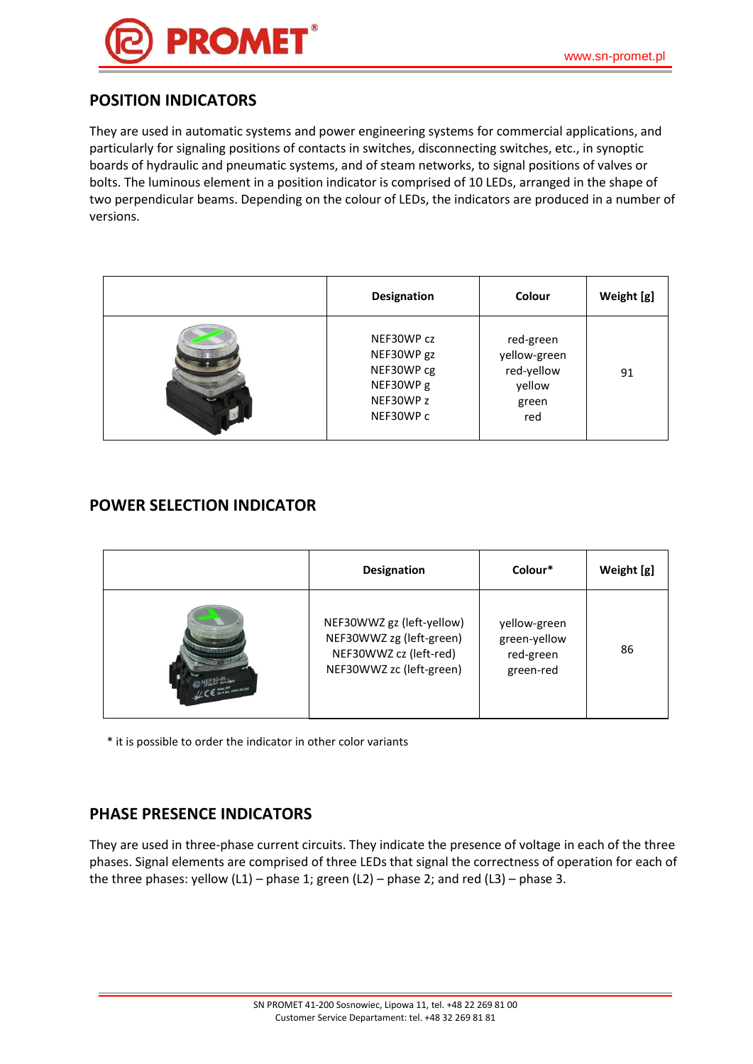## POSITION INDICATORS

They are used in automatic systems and power engineering systems for commercial applications, and particularly for signaling positions of contacts in switches, disconnecting switches, etc., in synoptic boards of hydraulic and pneumatic systems, and of steam networks, to signal positions of valves or bolts. The luminous element in a position indicator is comprised of 10 LEDs, arranged in the shape of two perpendicular beams. Depending on the colour of LEDs, the indicators are produced in a number of versions.

| | Designation | Colour | Weight [g] |
|---|---|---|---|
| | NEF30WP cz<br>NEF30WP gz<br>NEF30WP cg<br>NEF30WP g<br>NEF30WP z<br>NEF30WP c | red-green<br>yellow-green<br>red-yellow<br>yellow<br>green<br>red | 91 |

## POWER SELECTION INDICATOR

| | Designation | Colour* | Weight [g] |
|---|---|---|---|
| | NEF30WWZ gz (left-yellow)<br>NEF30WWZ zg (left-green)<br>NEF30WWZ cz (left-red)<br>NEF30WWZ zc (left-green) | yellow-green<br>green-yellow<br>red-green<br>green-red | 86 |

* it is possible to order the indicator in other color variants

## PHASE PRESENCE INDICATORS

They are used in three-phase current circuits. They indicate the presence of voltage in each of the three phases. Signal elements are comprised of three LEDs that signal the correctness of operation for each of the three phases: yellow (L1) – phase 1; green (L2) – phase 2; and red (L3) – phase 3.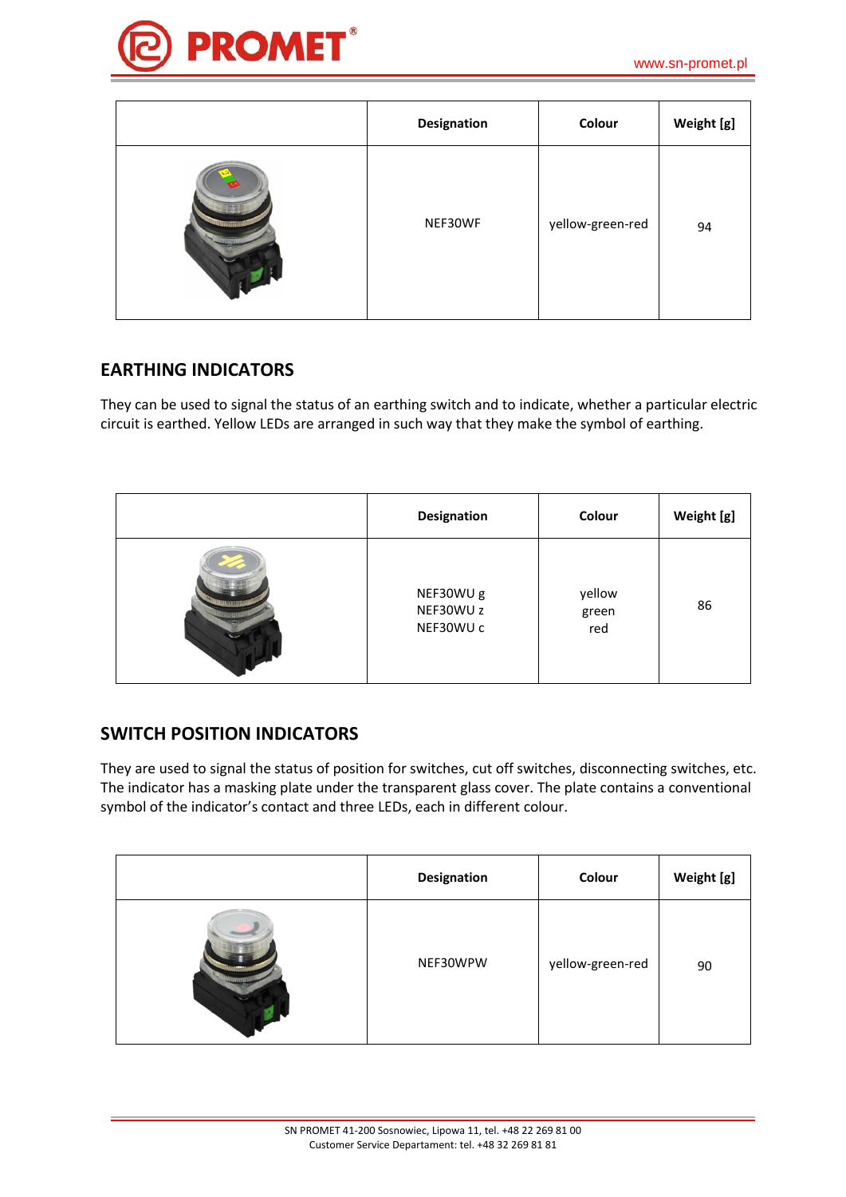| | Designation | Colour | Weight [g] |
|---|---|---|---|
| | NEF30WF | yellow-green-red | 94 |

## EARTHING INDICATORS

They can be used to signal the status of an earthing switch and to indicate, whether a particular electric circuit is earthed. Yellow LEDs are arranged in such way that they make the symbol of earthing.

| | Designation | Colour | Weight [g] |
|---|---|---|---|
| | NEF30WU g<br>NEF30WU z<br>NEF30WU c | yellow<br>green<br>red | 86 |

## SWITCH POSITION INDICATORS

They are used to signal the status of position for switches, cut off switches, disconnecting switches, etc. The indicator has a masking plate under the transparent glass cover. The plate contains a conventional symbol of the indicator's contact and three LEDs, each in different colour.

| | Designation | Colour | Weight [g] |
|---|---|---|---|
| | NEF30WPW | yellow-green-red | 90 |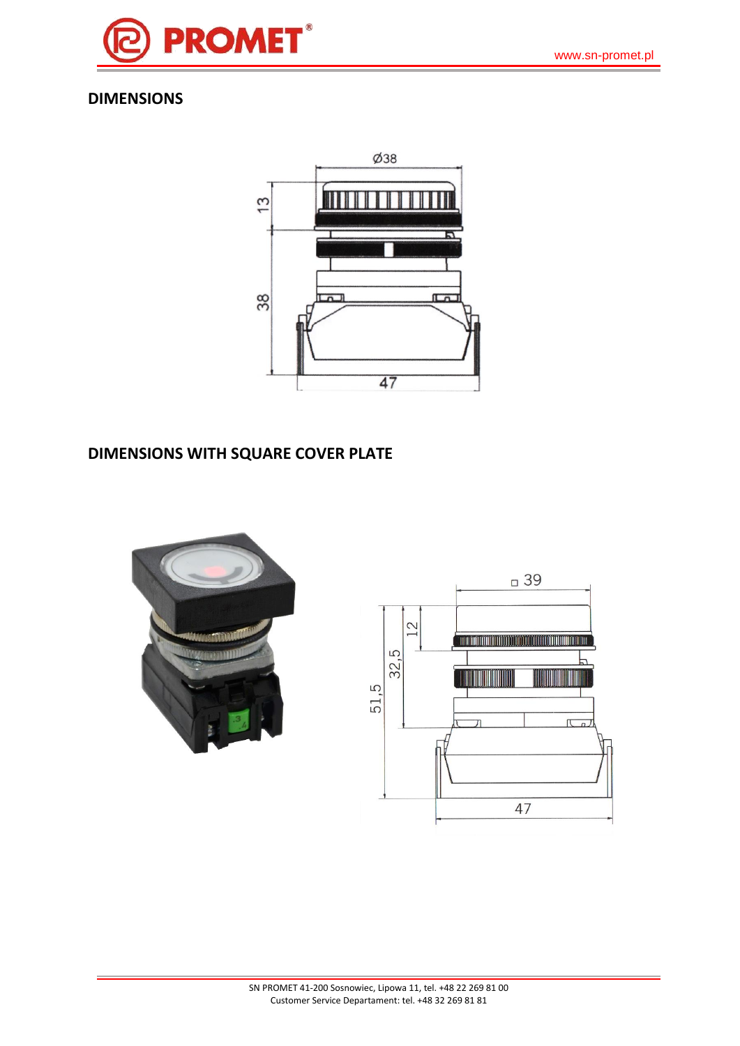## DIMENSIONS

## DIMENSIONS WITH SQUARE COVER PLATE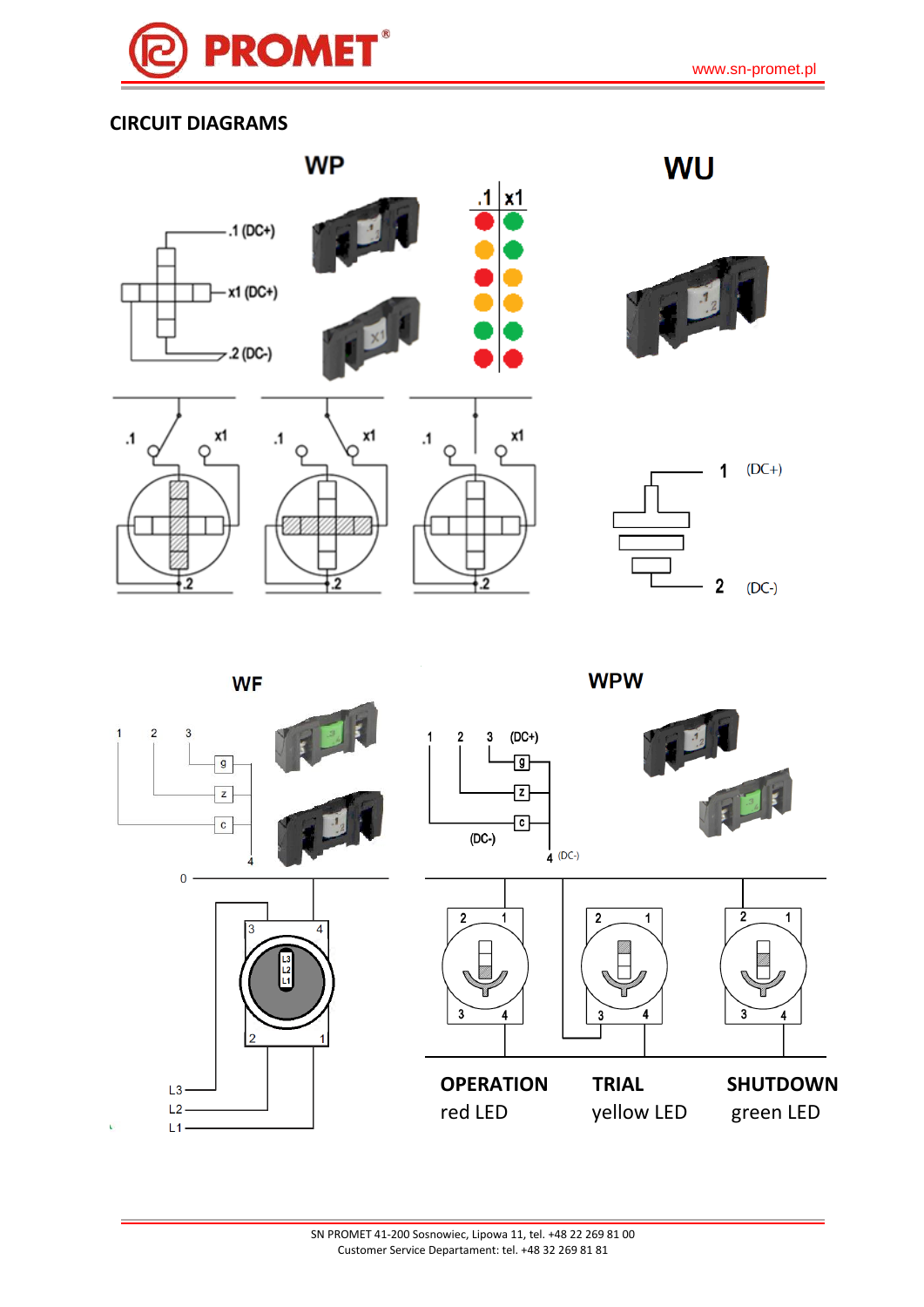## CIRCUIT DIAGRAMS

### WP

.1 (DC+)

x1 (DC+)

.2 (DC-)

| .1 | x1 |
|---|---|

.1 x1 .2

.1 x1 .2

.1 x1 .2

### WU

1 (DC+)

2 (DC-)

### WF

1 2 3

g

z

c

4

0

3 4

L3 L2 L1

2 1

L3

L2

L1

### WPW

1 2 3 (DC+)

g

z

c

(DC-)

4 (DC-)

2 1 3 4

2 1 3 4

2 1 3 4

**OPERATION**
red LED

**TRIAL**
yellow LED

**SHUTDOWN**
green LED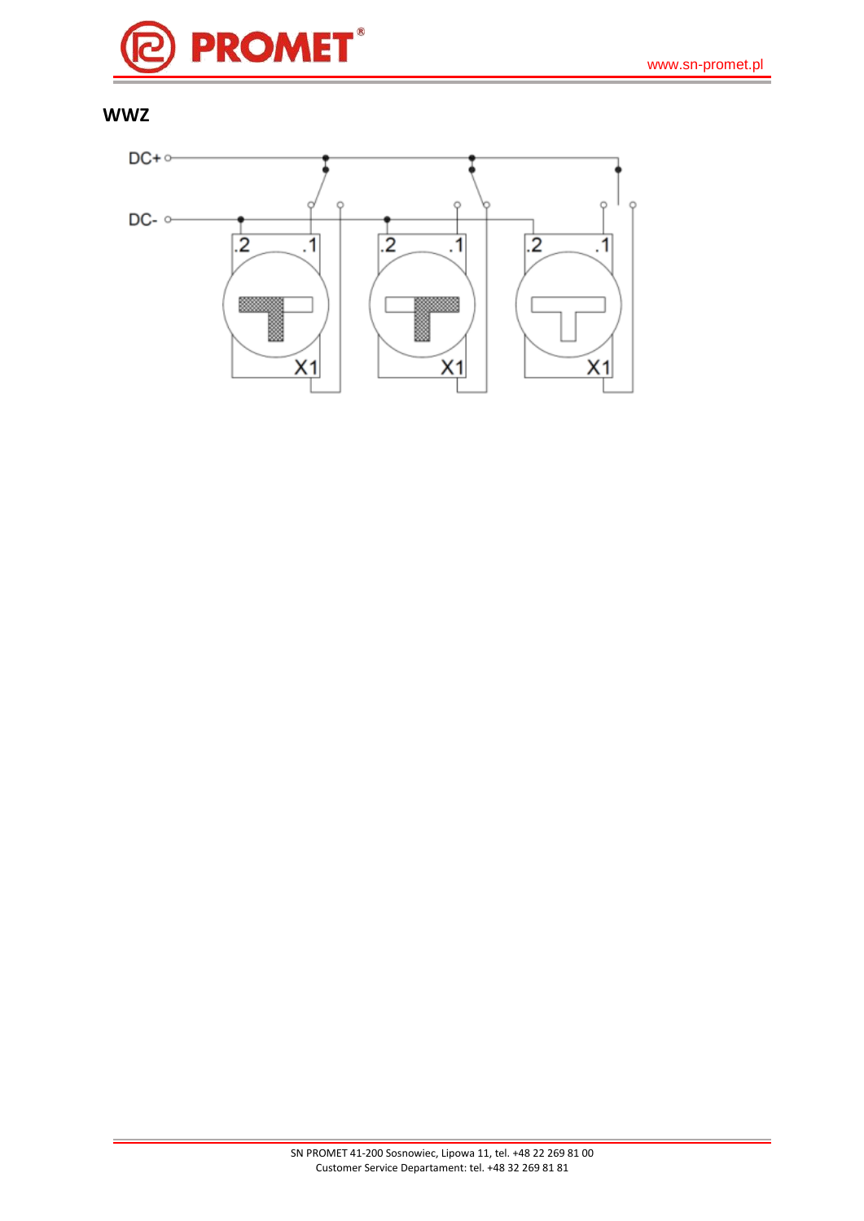## WWZ

DC+

DC-

.2 .1

X1

.2 .1

X1

.2 .1

X1